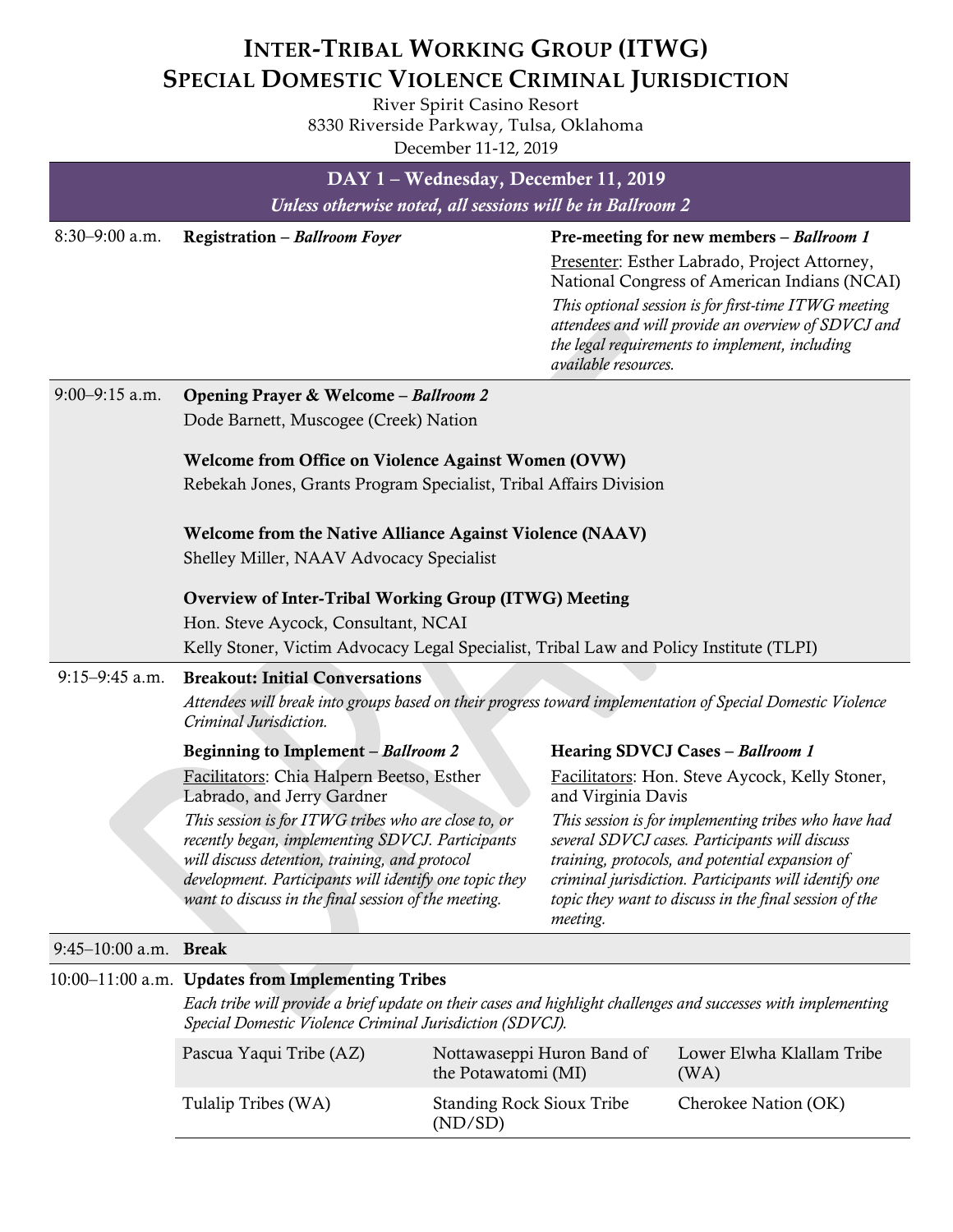# Inter-Tribal Working Group (ITWG)
# Special Domestic Violence Criminal Jurisdiction

River Spirit Casino Resort
8330 Riverside Parkway, Tulsa, Oklahoma
December 11-12, 2019

## DAY 1 – Wednesday, December 11, 2019

*Unless otherwise noted, all sessions will be in Ballroom 2*

**8:30–9:00 a.m.**

**Registration** – ***Ballroom Foyer***

**Pre-meeting for new members** – ***Ballroom 1***

Presenter: Esther Labrado, Project Attorney, National Congress of American Indians (NCAI)

*This optional session is for first-time ITWG meeting attendees and will provide an overview of SDVCJ and the legal requirements to implement, including available resources.*

**9:00–9:15 a.m.**

**Opening Prayer & Welcome** – ***Ballroom 2***

Dode Barnett, Muscogee (Creek) Nation

**Welcome from Office on Violence Against Women (OVW)**

Rebekah Jones, Grants Program Specialist, Tribal Affairs Division

**Welcome from the Native Alliance Against Violence (NAAV)**

Shelley Miller, NAAV Advocacy Specialist

**Overview of Inter-Tribal Working Group (ITWG) Meeting**

Hon. Steve Aycock, Consultant, NCAI

Kelly Stoner, Victim Advocacy Legal Specialist, Tribal Law and Policy Institute (TLPI)

**9:15–9:45 a.m.**

**Breakout: Initial Conversations**

*Attendees will break into groups based on their progress toward implementation of Special Domestic Violence Criminal Jurisdiction.*

**Beginning to Implement** – ***Ballroom 2***

Facilitators: Chia Halpern Beetso, Esther Labrado, and Jerry Gardner

*This session is for ITWG tribes who are close to, or recently began, implementing SDVCJ. Participants will discuss detention, training, and protocol development. Participants will identify one topic they want to discuss in the final session of the meeting.*

**Hearing SDVCJ Cases** – ***Ballroom 1***

Facilitators: Hon. Steve Aycock, Kelly Stoner, and Virginia Davis

*This session is for implementing tribes who have had several SDVCJ cases. Participants will discuss training, protocols, and potential expansion of criminal jurisdiction. Participants will identify one topic they want to discuss in the final session of the meeting.*

**9:45–10:00 a.m.**

**Break**

**10:00–11:00 a.m.**

**Updates from Implementing Tribes**

*Each tribe will provide a brief update on their cases and highlight challenges and successes with implementing Special Domestic Violence Criminal Jurisdiction (SDVCJ).*

| | | |
|---|---|---|
| Pascua Yaqui Tribe (AZ) | Nottawaseppi Huron Band of the Potawatomi (MI) | Lower Elwha Klallam Tribe (WA) |
| Tulalip Tribes (WA) | Standing Rock Sioux Tribe (ND/SD) | Cherokee Nation (OK) |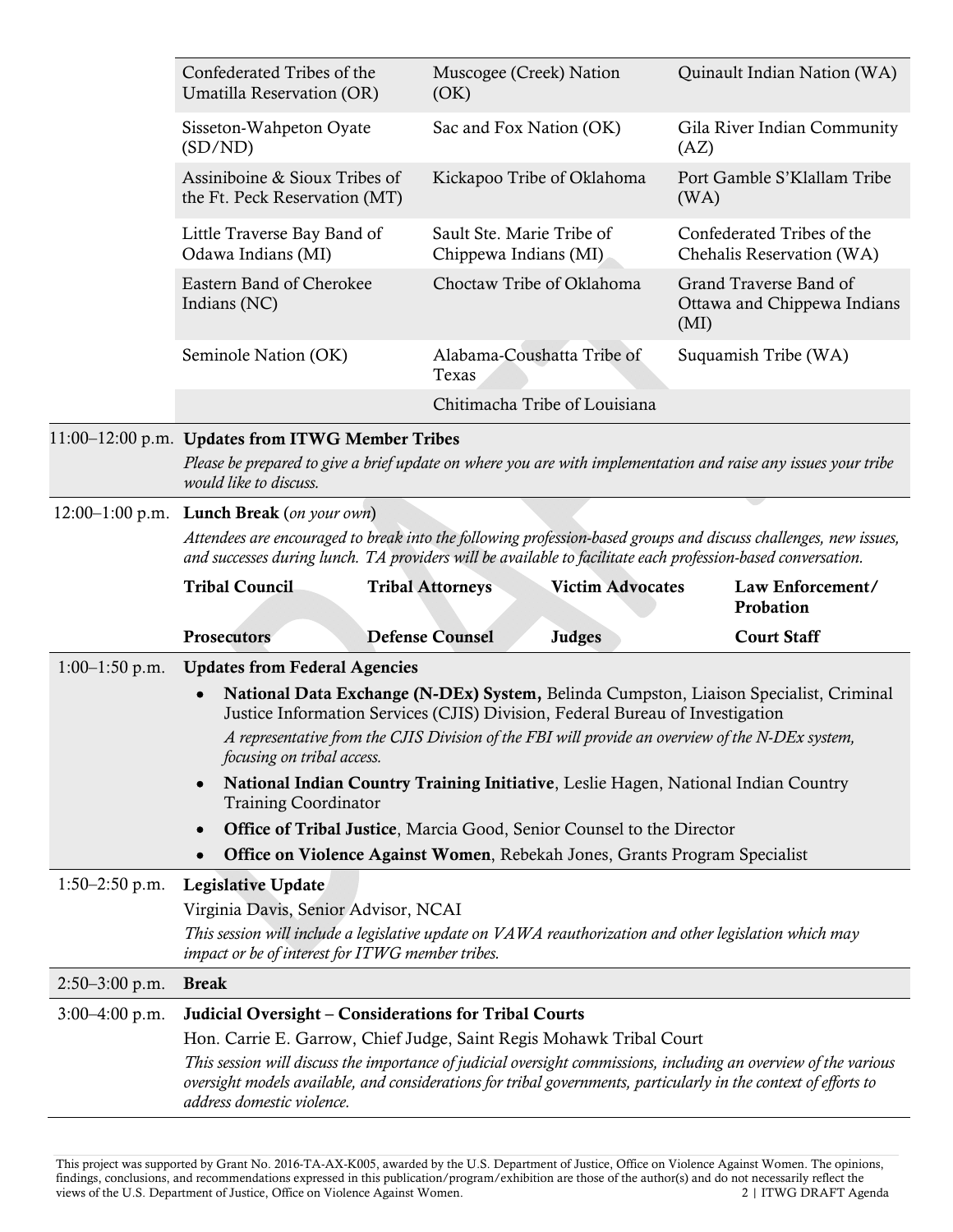| | | |
|---|---|---|
| Confederated Tribes of the Umatilla Reservation (OR) | Muscogee (Creek) Nation (OK) | Quinault Indian Nation (WA) |
| Sisseton-Wahpeton Oyate (SD/ND) | Sac and Fox Nation (OK) | Gila River Indian Community (AZ) |
| Assiniboine & Sioux Tribes of the Ft. Peck Reservation (MT) | Kickapoo Tribe of Oklahoma | Port Gamble S'Klallam Tribe (WA) |
| Little Traverse Bay Band of Odawa Indians (MI) | Sault Ste. Marie Tribe of Chippewa Indians (MI) | Confederated Tribes of the Chehalis Reservation (WA) |
| Eastern Band of Cherokee Indians (NC) | Choctaw Tribe of Oklahoma | Grand Traverse Band of Ottawa and Chippewa Indians (MI) |
| Seminole Nation (OK) | Alabama-Coushatta Tribe of Texas | Suquamish Tribe (WA) |
| | Chitimacha Tribe of Louisiana | |

**11:00–12:00 p.m. Updates from ITWG Member Tribes**

*Please be prepared to give a brief update on where you are with implementation and raise any issues your tribe would like to discuss.*

**12:00–1:00 p.m. Lunch Break** (*on your own*)

*Attendees are encouraged to break into the following profession-based groups and discuss challenges, new issues, and successes during lunch. TA providers will be available to facilitate each profession-based conversation.*

| | | | |
|---|---|---|---|
| **Tribal Council** | **Tribal Attorneys** | **Victim Advocates** | **Law Enforcement/ Probation** |
| **Prosecutors** | **Defense Counsel** | **Judges** | **Court Staff** |

**1:00–1:50 p.m. Updates from Federal Agencies**

- **National Data Exchange (N-DEx) System,** Belinda Cumpston, Liaison Specialist, Criminal Justice Information Services (CJIS) Division, Federal Bureau of Investigation
  *A representative from the CJIS Division of the FBI will provide an overview of the N-DEx system, focusing on tribal access.*
- **National Indian Country Training Initiative**, Leslie Hagen, National Indian Country Training Coordinator
- **Office of Tribal Justice**, Marcia Good, Senior Counsel to the Director
- **Office on Violence Against Women**, Rebekah Jones, Grants Program Specialist

**1:50–2:50 p.m. Legislative Update**

Virginia Davis, Senior Advisor, NCAI

*This session will include a legislative update on VAWA reauthorization and other legislation which may impact or be of interest for ITWG member tribes.*

**2:50–3:00 p.m. Break**

**3:00–4:00 p.m. Judicial Oversight – Considerations for Tribal Courts**

Hon. Carrie E. Garrow, Chief Judge, Saint Regis Mohawk Tribal Court

*This session will discuss the importance of judicial oversight commissions, including an overview of the various oversight models available, and considerations for tribal governments, particularly in the context of efforts to address domestic violence.*

This project was supported by Grant No. 2016-TA-AX-K005, awarded by the U.S. Department of Justice, Office on Violence Against Women. The opinions, findings, conclusions, and recommendations expressed in this publication/program/exhibition are those of the author(s) and do not necessarily reflect the views of the U.S. Department of Justice, Office on Violence Against Women.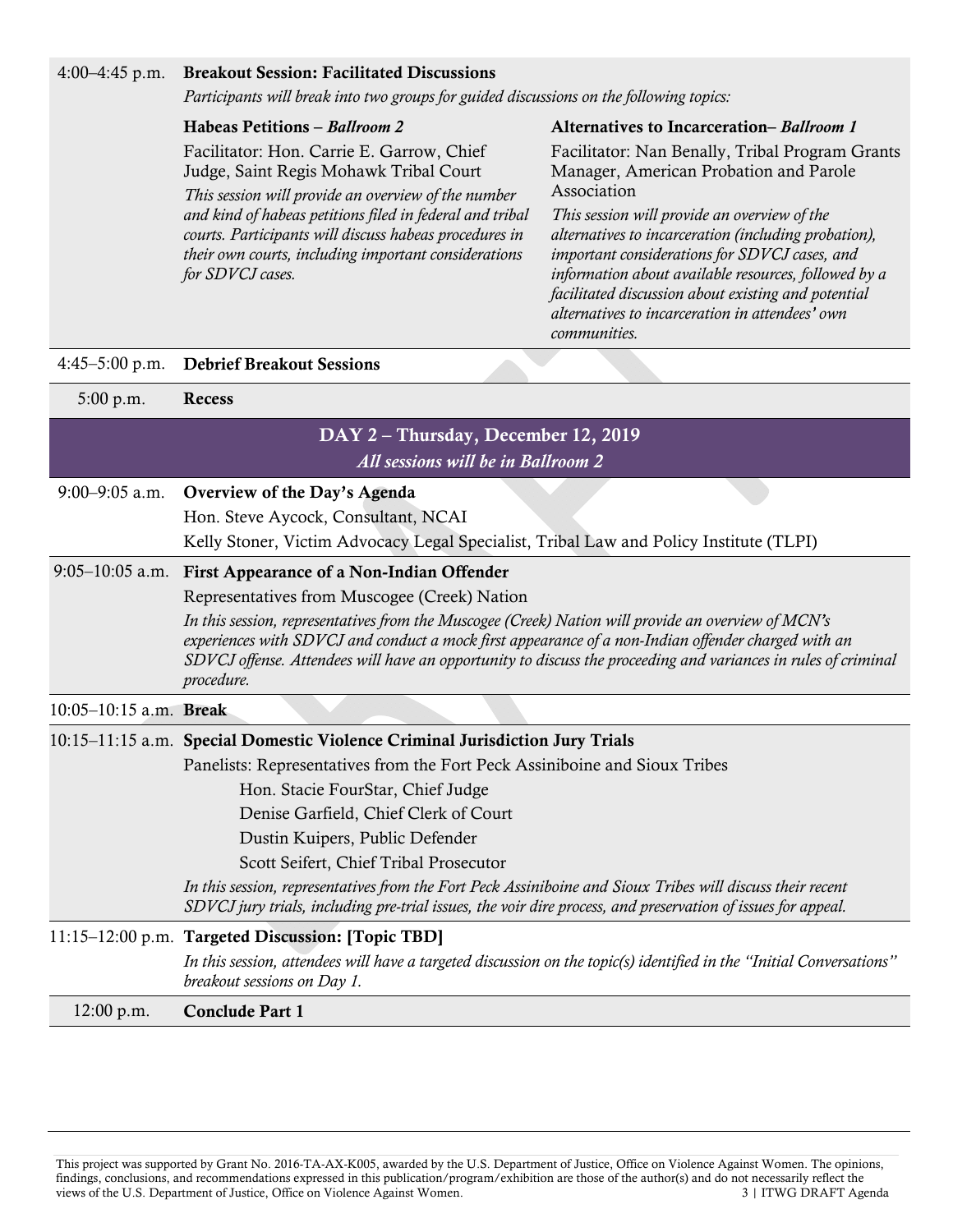| | |
|---|---|
| 4:00–4:45 p.m. | **Breakout Session: Facilitated Discussions**<br>*Participants will break into two groups for guided discussions on the following topics:* |
| | **Habeas Petitions –** ***Ballroom 2***<br>Facilitator: Hon. Carrie E. Garrow, Chief Judge, Saint Regis Mohawk Tribal Court<br>*This session will provide an overview of the number and kind of habeas petitions filed in federal and tribal courts. Participants will discuss habeas procedures in their own courts, including important considerations for SDVCJ cases.* |
| | **Alternatives to Incarceration–** ***Ballroom 1***<br>Facilitator: Nan Benally, Tribal Program Grants Manager, American Probation and Parole Association<br>*This session will provide an overview of the alternatives to incarceration (including probation), important considerations for SDVCJ cases, and information about available resources, followed by a facilitated discussion about existing and potential alternatives to incarceration in attendees' own communities.* |
| 4:45–5:00 p.m. | **Debrief Breakout Sessions** |
| 5:00 p.m. | **Recess** |

## DAY 2 – Thursday, December 12, 2019

*All sessions will be in Ballroom 2*

| | |
|---|---|
| 9:00–9:05 a.m. | **Overview of the Day's Agenda**<br>Hon. Steve Aycock, Consultant, NCAI<br>Kelly Stoner, Victim Advocacy Legal Specialist, Tribal Law and Policy Institute (TLPI) |
| 9:05–10:05 a.m. | **First Appearance of a Non-Indian Offender**<br>Representatives from Muscogee (Creek) Nation<br>*In this session, representatives from the Muscogee (Creek) Nation will provide an overview of MCN's experiences with SDVCJ and conduct a mock first appearance of a non-Indian offender charged with an SDVCJ offense. Attendees will have an opportunity to discuss the proceeding and variances in rules of criminal procedure.* |
| 10:05–10:15 a.m. | **Break** |
| 10:15–11:15 a.m. | **Special Domestic Violence Criminal Jurisdiction Jury Trials**<br>Panelists: Representatives from the Fort Peck Assiniboine and Sioux Tribes<br>Hon. Stacie FourStar, Chief Judge<br>Denise Garfield, Chief Clerk of Court<br>Dustin Kuipers, Public Defender<br>Scott Seifert, Chief Tribal Prosecutor<br>*In this session, representatives from the Fort Peck Assiniboine and Sioux Tribes will discuss their recent SDVCJ jury trials, including pre-trial issues, the voir dire process, and preservation of issues for appeal.* |
| 11:15–12:00 p.m. | **Targeted Discussion: [Topic TBD]**<br>*In this session, attendees will have a targeted discussion on the topic(s) identified in the "Initial Conversations" breakout sessions on Day 1.* |
| 12:00 p.m. | **Conclude Part 1** |

This project was supported by Grant No. 2016-TA-AX-K005, awarded by the U.S. Department of Justice, Office on Violence Against Women. The opinions, findings, conclusions, and recommendations expressed in this publication/program/exhibition are those of the author(s) and do not necessarily reflect the views of the U.S. Department of Justice, Office on Violence Against Women.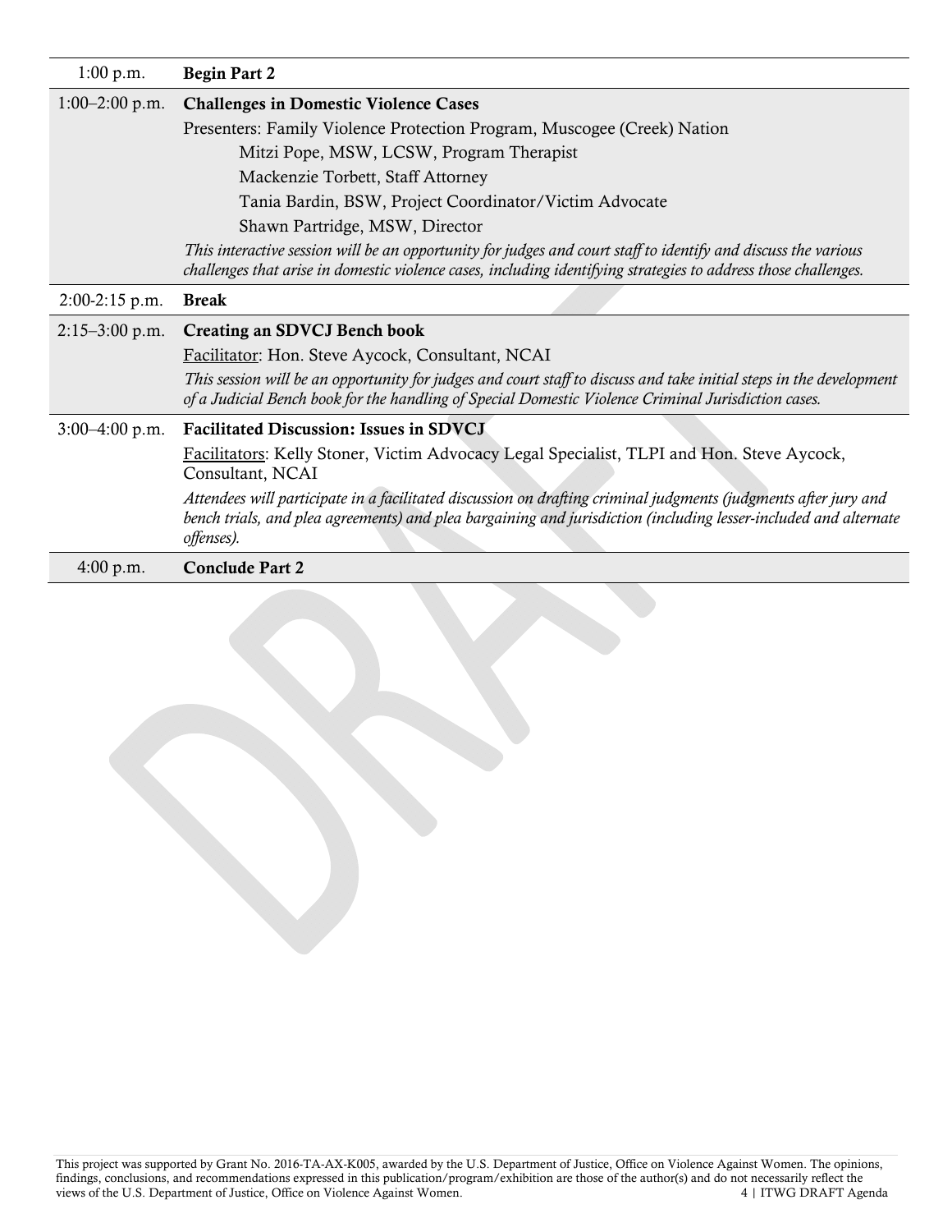| | |
|---|---|
| 1:00 p.m. | **Begin Part 2** |
| 1:00–2:00 p.m. | **Challenges in Domestic Violence Cases**<br>Presenters: Family Violence Protection Program, Muscogee (Creek) Nation<br>Mitzi Pope, MSW, LCSW, Program Therapist<br>Mackenzie Torbett, Staff Attorney<br>Tania Bardin, BSW, Project Coordinator/Victim Advocate<br>Shawn Partridge, MSW, Director<br>*This interactive session will be an opportunity for judges and court staff to identify and discuss the various challenges that arise in domestic violence cases, including identifying strategies to address those challenges.* |
| 2:00-2:15 p.m. | **Break** |
| 2:15–3:00 p.m. | **Creating an SDVCJ Bench book**<br>Facilitator: Hon. Steve Aycock, Consultant, NCAI<br>*This session will be an opportunity for judges and court staff to discuss and take initial steps in the development of a Judicial Bench book for the handling of Special Domestic Violence Criminal Jurisdiction cases.* |
| 3:00–4:00 p.m. | **Facilitated Discussion: Issues in SDVCJ**<br>Facilitators: Kelly Stoner, Victim Advocacy Legal Specialist, TLPI and Hon. Steve Aycock, Consultant, NCAI<br>*Attendees will participate in a facilitated discussion on drafting criminal judgments (judgments after jury and bench trials, and plea agreements) and plea bargaining and jurisdiction (including lesser-included and alternate offenses).* |
| 4:00 p.m. | **Conclude Part 2** |

This project was supported by Grant No. 2016-TA-AX-K005, awarded by the U.S. Department of Justice, Office on Violence Against Women. The opinions, findings, conclusions, and recommendations expressed in this publication/program/exhibition are those of the author(s) and do not necessarily reflect the views of the U.S. Department of Justice, Office on Violence Against Women.